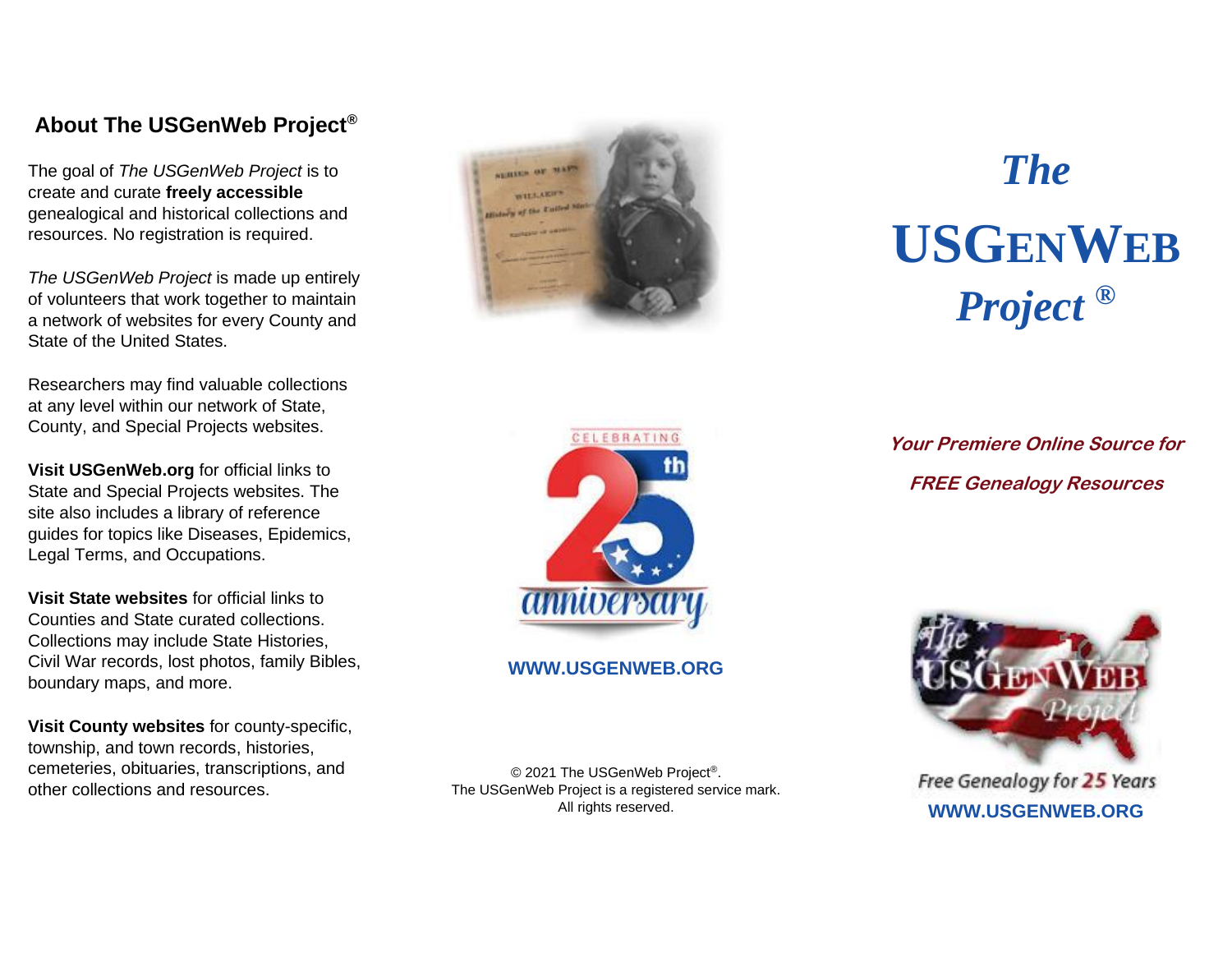## About The USGenWeb Project®

The goal of *The USGenWeb Project* is to create and curate **freely accessible** genealogical and historical collections and resources. No registration is required.

*The USGenWeb Project* is made up entirely of volunteers that work together to maintain a network of websites for every County and State of the United States.

Researchers may find valuable collections at any level within our network of State, County, and Special Projects websites.

**Visit USGenWeb.org** for official links to State and Special Projects websites. The site also includes a library of reference guides for topics like Diseases, Epidemics, Legal Terms, and Occupations.

**Visit State websites** for official links to Counties and State curated collections. Collections may include State Histories, Civil War records, lost photos, family Bibles, boundary maps, and more.

**Visit County websites** for county-specific, township, and town records, histories, cemeteries, obituaries, transcriptions, and other collections and resources.

CELEBRATING 25th anniversary

**WWW.USGENWEB.ORG**

© 2021 The USGenWeb Project®.
The USGenWeb Project is a registered service mark.
All rights reserved.

# *The* USGENWEB *Project* ®

***Your Premiere Online Source for FREE Genealogy Resources***

Free Genealogy for 25 Years

**WWW.USGENWEB.ORG**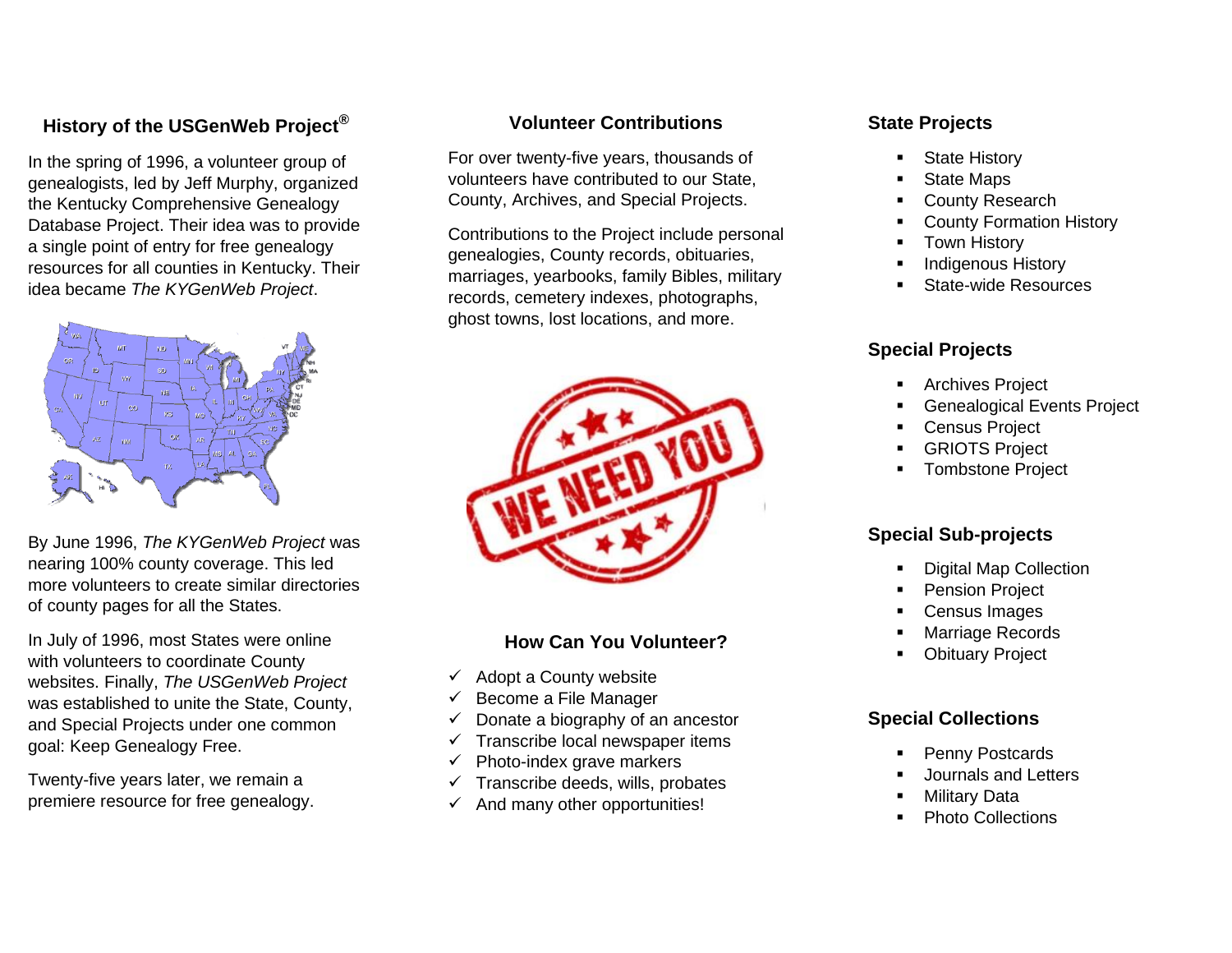## History of the USGenWeb Project®

In the spring of 1996, a volunteer group of genealogists, led by Jeff Murphy, organized the Kentucky Comprehensive Genealogy Database Project. Their idea was to provide a single point of entry for free genealogy resources for all counties in Kentucky. Their idea became *The KYGenWeb Project*.

By June 1996, *The KYGenWeb Project* was nearing 100% county coverage. This led more volunteers to create similar directories of county pages for all the States.

In July of 1996, most States were online with volunteers to coordinate County websites. Finally, *The USGenWeb Project* was established to unite the State, County, and Special Projects under one common goal: Keep Genealogy Free.

Twenty-five years later, we remain a premiere resource for free genealogy.

## Volunteer Contributions

For over twenty-five years, thousands of volunteers have contributed to our State, County, Archives, and Special Projects.

Contributions to the Project include personal genealogies, County records, obituaries, marriages, yearbooks, family Bibles, military records, cemetery indexes, photographs, ghost towns, lost locations, and more.

WE NEED YOU

## How Can You Volunteer?

- ✓ Adopt a County website
- ✓ Become a File Manager
- ✓ Donate a biography of an ancestor
- ✓ Transcribe local newspaper items
- ✓ Photo-index grave markers
- ✓ Transcribe deeds, wills, probates
- ✓ And many other opportunities!

## State Projects

- State History
- State Maps
- County Research
- County Formation History
- Town History
- Indigenous History
- State-wide Resources

## Special Projects

- Archives Project
- Genealogical Events Project
- Census Project
- GRIOTS Project
- Tombstone Project

## Special Sub-projects

- Digital Map Collection
- Pension Project
- Census Images
- Marriage Records
- Obituary Project

## Special Collections

- Penny Postcards
- Journals and Letters
- Military Data
- Photo Collections